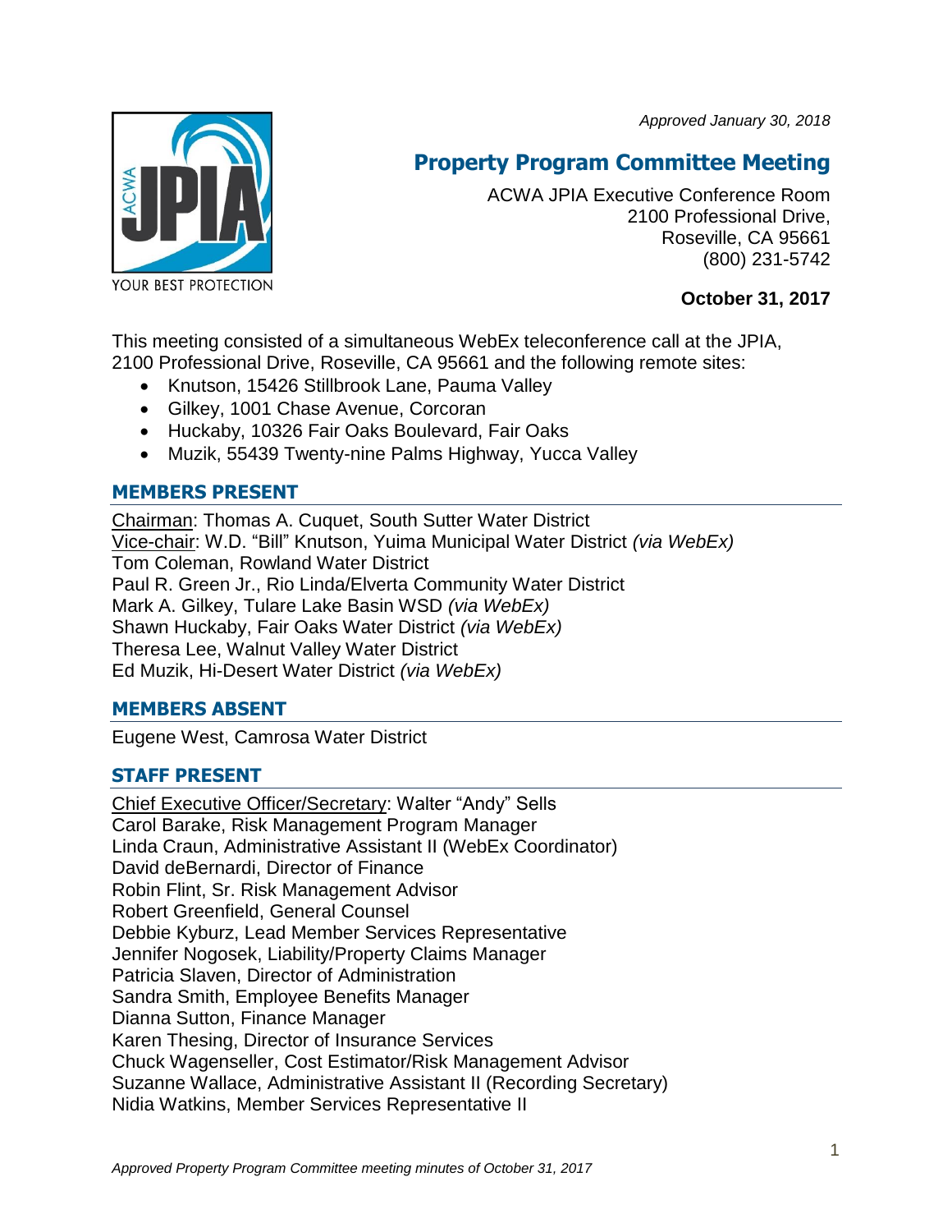*Approved January 30, 2018*

# Property Program Committee Meeting

ACWA JPIA Executive Conference Room
2100 Professional Drive,
Roseville, CA 95661
(800) 231-5742

**October 31, 2017**

This meeting consisted of a simultaneous WebEx teleconference call at the JPIA, 2100 Professional Drive, Roseville, CA 95661 and the following remote sites:

- Knutson, 15426 Stillbrook Lane, Pauma Valley
- Gilkey, 1001 Chase Avenue, Corcoran
- Huckaby, 10326 Fair Oaks Boulevard, Fair Oaks
- Muzik, 55439 Twenty-nine Palms Highway, Yucca Valley

## MEMBERS PRESENT

Chairman: Thomas A. Cuquet, South Sutter Water District
Vice-chair: W.D. "Bill" Knutson, Yuima Municipal Water District *(via WebEx)*
Tom Coleman, Rowland Water District
Paul R. Green Jr., Rio Linda/Elverta Community Water District
Mark A. Gilkey, Tulare Lake Basin WSD *(via WebEx)*
Shawn Huckaby, Fair Oaks Water District *(via WebEx)*
Theresa Lee, Walnut Valley Water District
Ed Muzik, Hi-Desert Water District *(via WebEx)*

## MEMBERS ABSENT

Eugene West, Camrosa Water District

## STAFF PRESENT

Chief Executive Officer/Secretary: Walter "Andy" Sells
Carol Barake, Risk Management Program Manager
Linda Craun, Administrative Assistant II (WebEx Coordinator)
David deBernardi, Director of Finance
Robin Flint, Sr. Risk Management Advisor
Robert Greenfield, General Counsel
Debbie Kyburz, Lead Member Services Representative
Jennifer Nogosek, Liability/Property Claims Manager
Patricia Slaven, Director of Administration
Sandra Smith, Employee Benefits Manager
Dianna Sutton, Finance Manager
Karen Thesing, Director of Insurance Services
Chuck Wagenseller, Cost Estimator/Risk Management Advisor
Suzanne Wallace, Administrative Assistant II (Recording Secretary)
Nidia Watkins, Member Services Representative II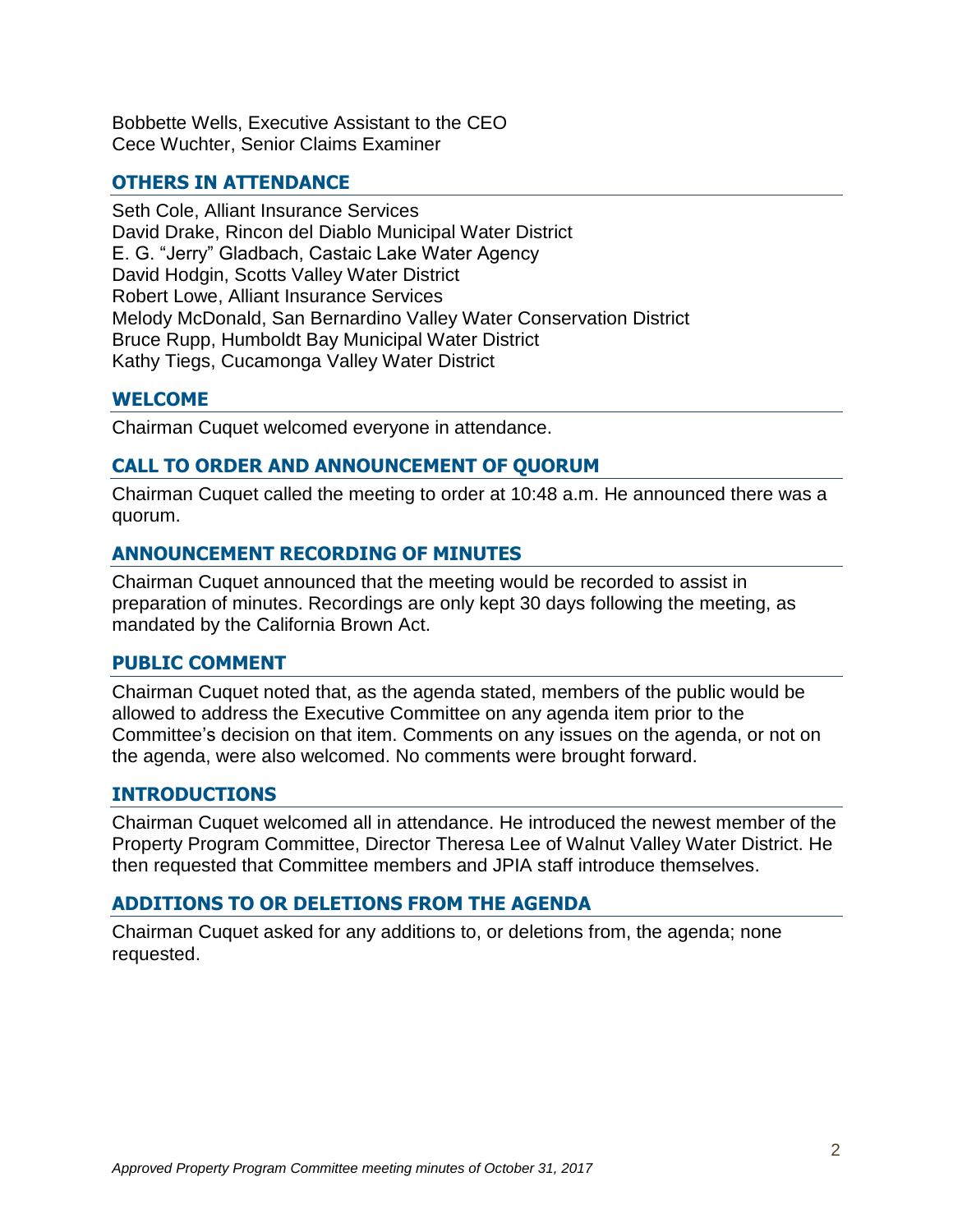Bobbette Wells, Executive Assistant to the CEO
Cece Wuchter, Senior Claims Examiner

## OTHERS IN ATTENDANCE

Seth Cole, Alliant Insurance Services
David Drake, Rincon del Diablo Municipal Water District
E. G. "Jerry" Gladbach, Castaic Lake Water Agency
David Hodgin, Scotts Valley Water District
Robert Lowe, Alliant Insurance Services
Melody McDonald, San Bernardino Valley Water Conservation District
Bruce Rupp, Humboldt Bay Municipal Water District
Kathy Tiegs, Cucamonga Valley Water District

## WELCOME

Chairman Cuquet welcomed everyone in attendance.

## CALL TO ORDER AND ANNOUNCEMENT OF QUORUM

Chairman Cuquet called the meeting to order at 10:48 a.m. He announced there was a quorum.

## ANNOUNCEMENT RECORDING OF MINUTES

Chairman Cuquet announced that the meeting would be recorded to assist in preparation of minutes. Recordings are only kept 30 days following the meeting, as mandated by the California Brown Act.

## PUBLIC COMMENT

Chairman Cuquet noted that, as the agenda stated, members of the public would be allowed to address the Executive Committee on any agenda item prior to the Committee's decision on that item. Comments on any issues on the agenda, or not on the agenda, were also welcomed. No comments were brought forward.

## INTRODUCTIONS

Chairman Cuquet welcomed all in attendance. He introduced the newest member of the Property Program Committee, Director Theresa Lee of Walnut Valley Water District. He then requested that Committee members and JPIA staff introduce themselves.

## ADDITIONS TO OR DELETIONS FROM THE AGENDA

Chairman Cuquet asked for any additions to, or deletions from, the agenda; none requested.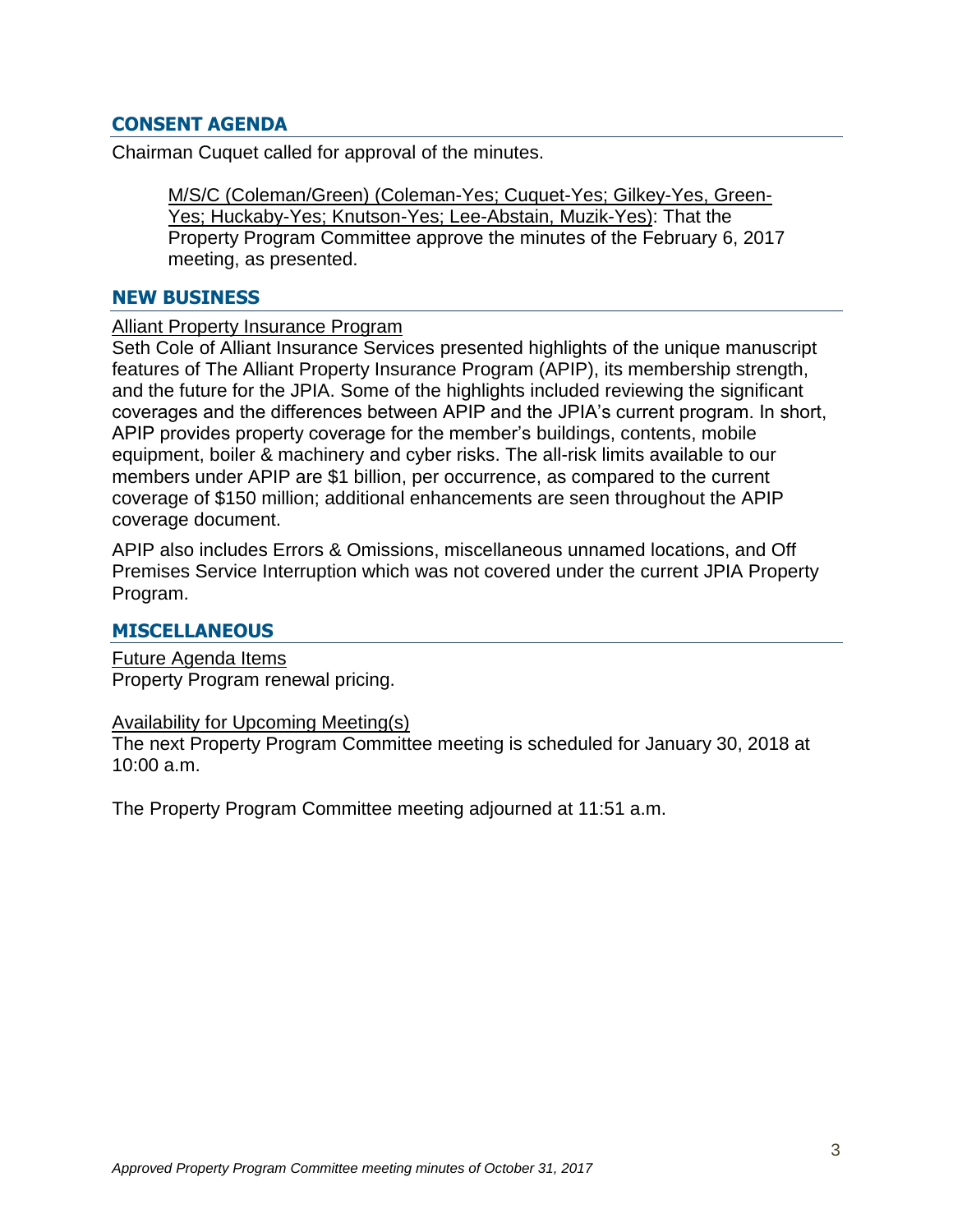## CONSENT AGENDA

Chairman Cuquet called for approval of the minutes.

> M/S/C (Coleman/Green) (Coleman-Yes; Cuquet-Yes; Gilkey-Yes, Green-Yes; Huckaby-Yes; Knutson-Yes; Lee-Abstain, Muzik-Yes): That the Property Program Committee approve the minutes of the February 6, 2017 meeting, as presented.

## NEW BUSINESS

Alliant Property Insurance Program

Seth Cole of Alliant Insurance Services presented highlights of the unique manuscript features of The Alliant Property Insurance Program (APIP), its membership strength, and the future for the JPIA. Some of the highlights included reviewing the significant coverages and the differences between APIP and the JPIA's current program. In short, APIP provides property coverage for the member's buildings, contents, mobile equipment, boiler & machinery and cyber risks. The all-risk limits available to our members under APIP are $1 billion, per occurrence, as compared to the current coverage of $150 million; additional enhancements are seen throughout the APIP coverage document.

APIP also includes Errors & Omissions, miscellaneous unnamed locations, and Off Premises Service Interruption which was not covered under the current JPIA Property Program.

## MISCELLANEOUS

Future Agenda Items
Property Program renewal pricing.

Availability for Upcoming Meeting(s)
The next Property Program Committee meeting is scheduled for January 30, 2018 at 10:00 a.m.

The Property Program Committee meeting adjourned at 11:51 a.m.